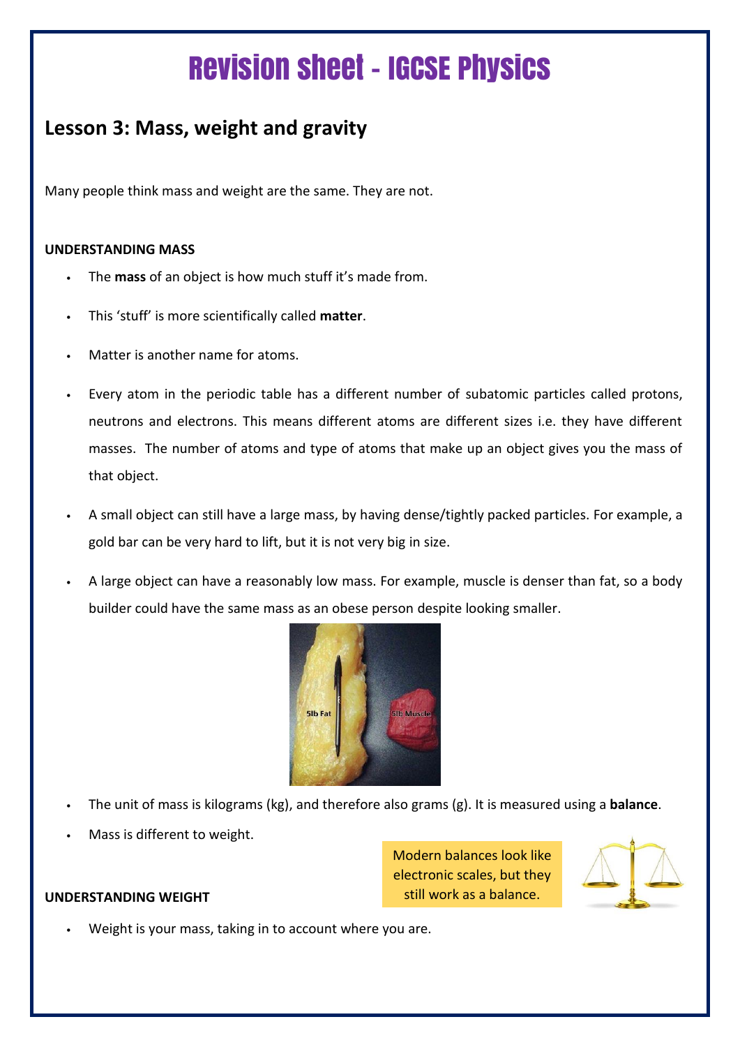# Revision sheet - IGCSE Physics

## Lesson 3: Mass, weight and gravity

Many people think mass and weight are the same. They are not.

**UNDERSTANDING MASS**

- The **mass** of an object is how much stuff it's made from.
- This 'stuff' is more scientifically called **matter**.
- Matter is another name for atoms.
- Every atom in the periodic table has a different number of subatomic particles called protons, neutrons and electrons. This means different atoms are different sizes i.e. they have different masses. The number of atoms and type of atoms that make up an object gives you the mass of that object.
- A small object can still have a large mass, by having dense/tightly packed particles. For example, a gold bar can be very hard to lift, but it is not very big in size.
- A large object can have a reasonably low mass. For example, muscle is denser than fat, so a body builder could have the same mass as an obese person despite looking smaller.
- The unit of mass is kilograms (kg), and therefore also grams (g). It is measured using a **balance**.
- Mass is different to weight.

Modern balances look like electronic scales, but they still work as a balance.

**UNDERSTANDING WEIGHT**

- Weight is your mass, taking in to account where you are.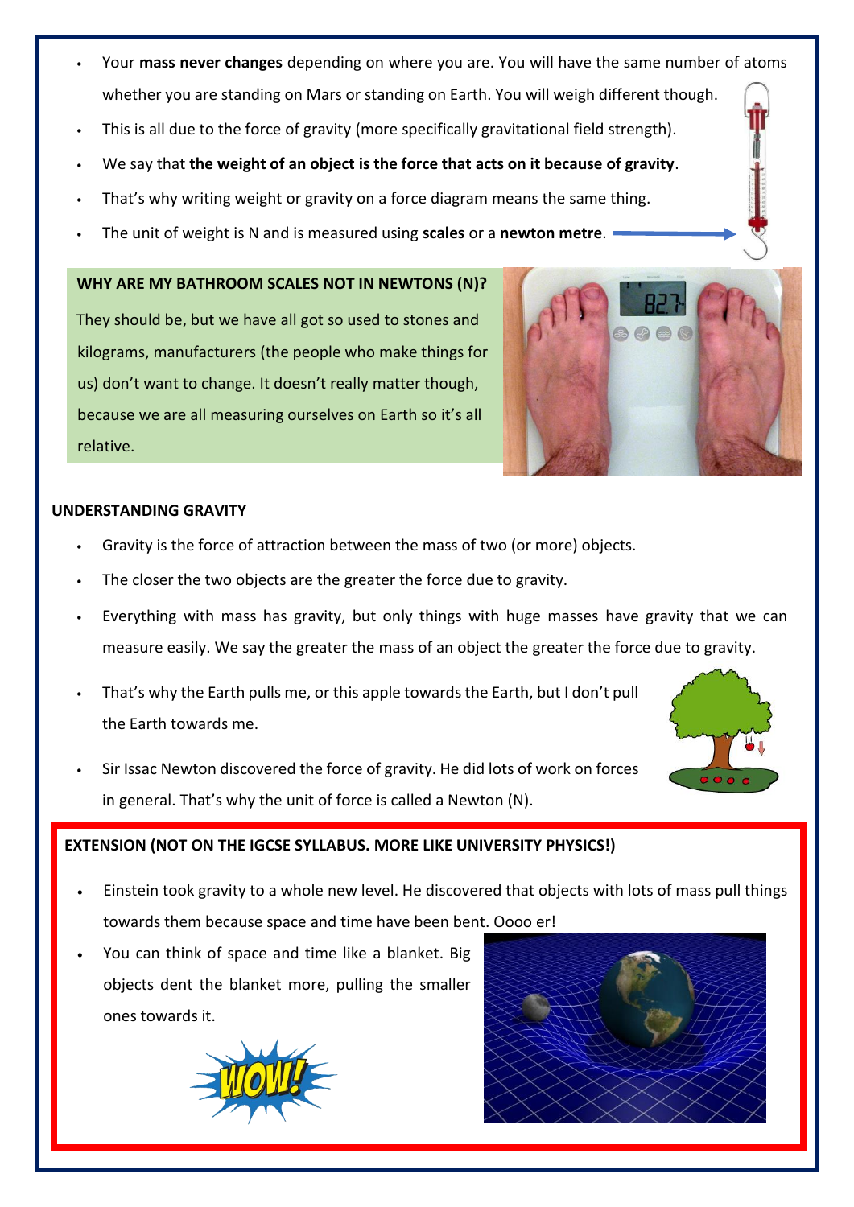- Your **mass never changes** depending on where you are. You will have the same number of atoms whether you are standing on Mars or standing on Earth. You will weigh different though.
- This is all due to the force of gravity (more specifically gravitational field strength).
- We say that **the weight of an object is the force that acts on it because of gravity**.
- That's why writing weight or gravity on a force diagram means the same thing.
- The unit of weight is N and is measured using **scales** or a **newton metre**.

**WHY ARE MY BATHROOM SCALES NOT IN NEWTONS (N)?**

They should be, but we have all got so used to stones and kilograms, manufacturers (the people who make things for us) don't want to change. It doesn't really matter though, because we are all measuring ourselves on Earth so it's all relative.

**UNDERSTANDING GRAVITY**

- Gravity is the force of attraction between the mass of two (or more) objects.
- The closer the two objects are the greater the force due to gravity.
- Everything with mass has gravity, but only things with huge masses have gravity that we can measure easily. We say the greater the mass of an object the greater the force due to gravity.
- That's why the Earth pulls me, or this apple towards the Earth, but I don't pull the Earth towards me.
- Sir Issac Newton discovered the force of gravity. He did lots of work on forces in general. That's why the unit of force is called a Newton (N).

**EXTENSION (NOT ON THE IGCSE SYLLABUS. MORE LIKE UNIVERSITY PHYSICS!)**

- Einstein took gravity to a whole new level. He discovered that objects with lots of mass pull things towards them because space and time have been bent. Oooo er!
- You can think of space and time like a blanket. Big objects dent the blanket more, pulling the smaller ones towards it.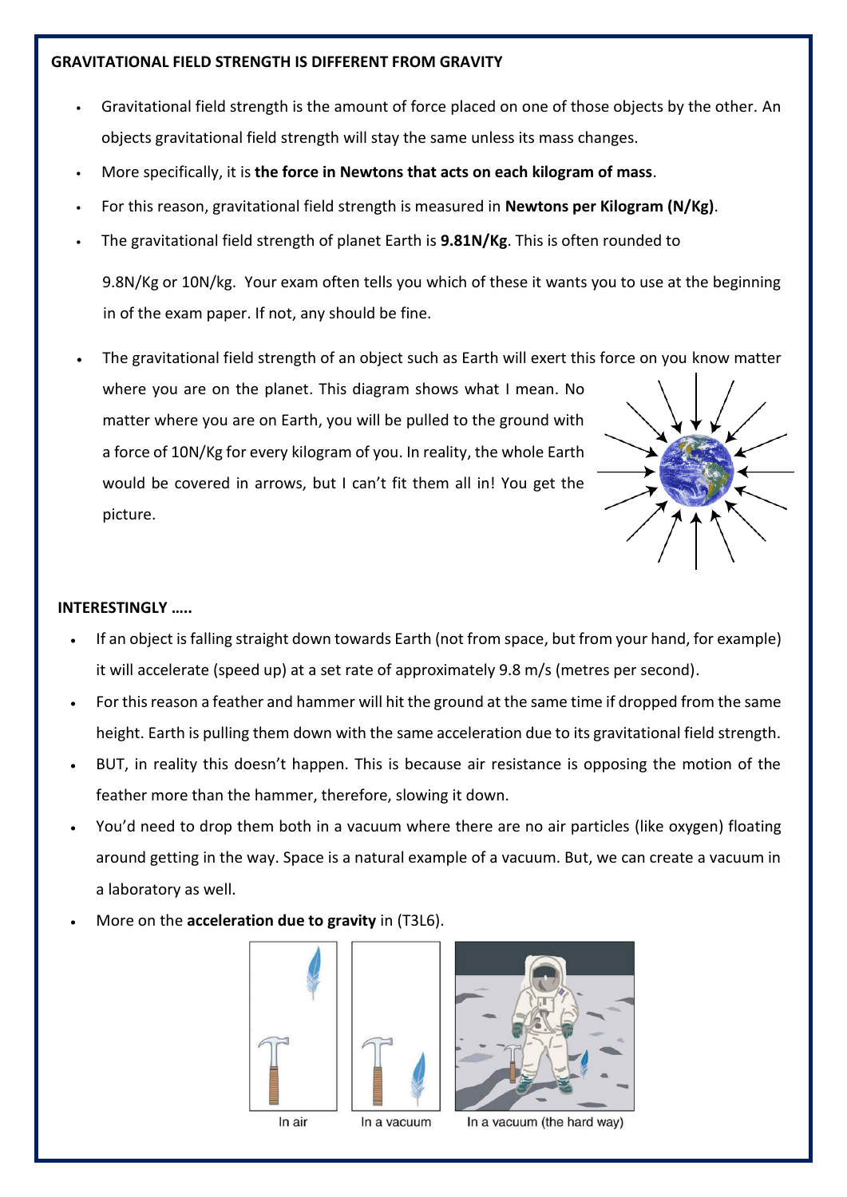**GRAVITATIONAL FIELD STRENGTH IS DIFFERENT FROM GRAVITY**

- Gravitational field strength is the amount of force placed on one of those objects by the other. An objects gravitational field strength will stay the same unless its mass changes.
- More specifically, it is **the force in Newtons that acts on each kilogram of mass**.
- For this reason, gravitational field strength is measured in **Newtons per Kilogram (N/Kg)**.
- The gravitational field strength of planet Earth is **9.81N/Kg**. This is often rounded to

  9.8N/Kg or 10N/kg. Your exam often tells you which of these it wants you to use at the beginning in of the exam paper. If not, any should be fine.

- The gravitational field strength of an object such as Earth will exert this force on you know matter where you are on the planet. This diagram shows what I mean. No matter where you are on Earth, you will be pulled to the ground with a force of 10N/Kg for every kilogram of you. In reality, the whole Earth would be covered in arrows, but I can't fit them all in! You get the picture.

**INTERESTINGLY …..**

- If an object is falling straight down towards Earth (not from space, but from your hand, for example) it will accelerate (speed up) at a set rate of approximately 9.8 m/s (metres per second).
- For this reason a feather and hammer will hit the ground at the same time if dropped from the same height. Earth is pulling them down with the same acceleration due to its gravitational field strength.
- BUT, in reality this doesn't happen. This is because air resistance is opposing the motion of the feather more than the hammer, therefore, slowing it down.
- You'd need to drop them both in a vacuum where there are no air particles (like oxygen) floating around getting in the way. Space is a natural example of a vacuum. But, we can create a vacuum in a laboratory as well.
- More on the **acceleration due to gravity** in (T3L6).

In air　　In a vacuum　　In a vacuum (the hard way)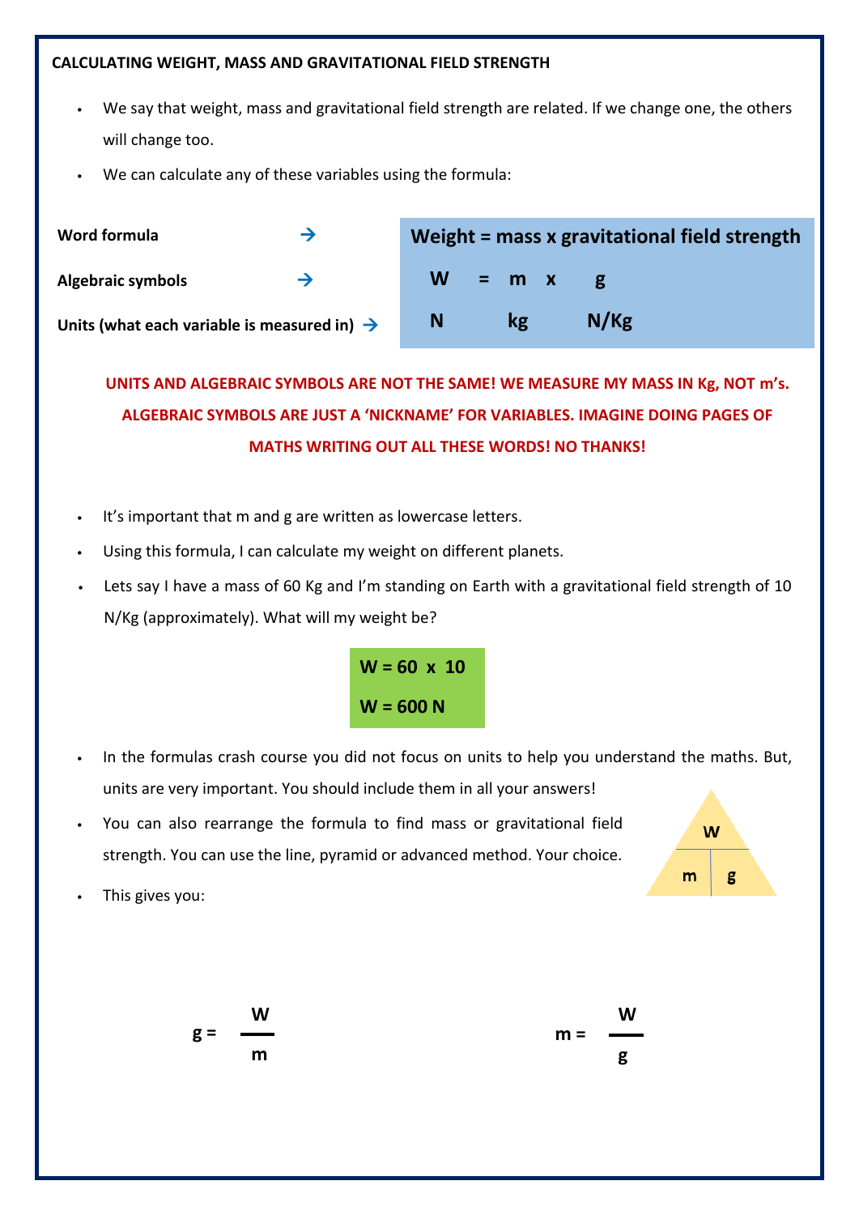## CALCULATING WEIGHT, MASS AND GRAVITATIONAL FIELD STRENGTH

- We say that weight, mass and gravitational field strength are related. If we change one, the others will change too.
- We can calculate any of these variables using the formula:

| | |
|---|---|
| **Word formula** → | **Weight = mass x gravitational field strength** |
| **Algebraic symbols** → | **W = m x g** |
| **Units (what each variable is measured in)** → | **N kg N/Kg** |

**UNITS AND ALGEBRAIC SYMBOLS ARE NOT THE SAME! WE MEASURE MY MASS IN Kg, NOT m's. ALGEBRAIC SYMBOLS ARE JUST A 'NICKNAME' FOR VARIABLES. IMAGINE DOING PAGES OF MATHS WRITING OUT ALL THESE WORDS! NO THANKS!**

- It's important that m and g are written as lowercase letters.
- Using this formula, I can calculate my weight on different planets.
- Lets say I have a mass of 60 Kg and I'm standing on Earth with a gravitational field strength of 10 N/Kg (approximately). What will my weight be?

**W = 60 x 10**

**W = 600 N**

- In the formulas crash course you did not focus on units to help you understand the maths. But, units are very important. You should include them in all your answers!
- You can also rearrange the formula to find mass or gravitational field strength. You can use the line, pyramid or advanced method. Your choice.

W / m | g

- This gives you:

$$g = \frac{W}{m}$$

$$m = \frac{W}{g}$$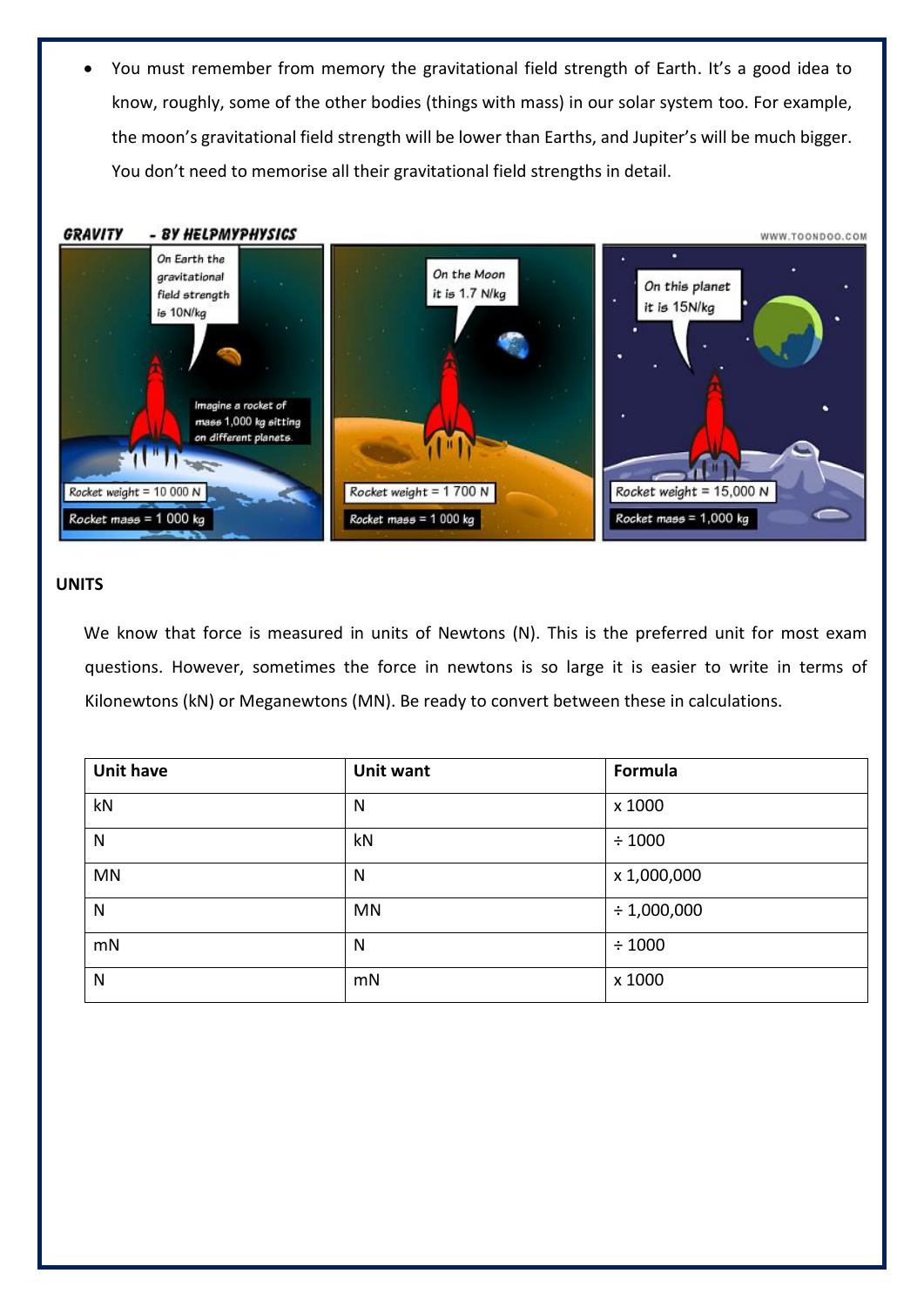- You must remember from memory the gravitational field strength of Earth. It's a good idea to know, roughly, some of the other bodies (things with mass) in our solar system too. For example, the moon's gravitational field strength will be lower than Earths, and Jupiter's will be much bigger. You don't need to memorise all their gravitational field strengths in detail.

GRAVITY - BY HELPMYPHYSICS

WWW.TOONDOO.COM

On Earth the gravitational field strength is 10N/kg

Imagine a rocket of mass 1,000 kg sitting on different planets.

Rocket weight = 10 000 N

Rocket mass = 1 000 kg

On the Moon it is 1.7 N/kg

Rocket weight = 1 700 N

Rocket mass = 1 000 kg

On this planet it is 15N/kg

Rocket weight = 15,000 N

Rocket mass = 1,000 kg

## UNITS

We know that force is measured in units of Newtons (N). This is the preferred unit for most exam questions. However, sometimes the force in newtons is so large it is easier to write in terms of Kilonewtons (kN) or Meganewtons (MN). Be ready to convert between these in calculations.

| Unit have | Unit want | Formula |
|---|---|---|
| kN | N | x 1000 |
| N | kN | ÷ 1000 |
| MN | N | x 1,000,000 |
| N | MN | ÷ 1,000,000 |
| mN | N | ÷ 1000 |
| N | mN | x 1000 |